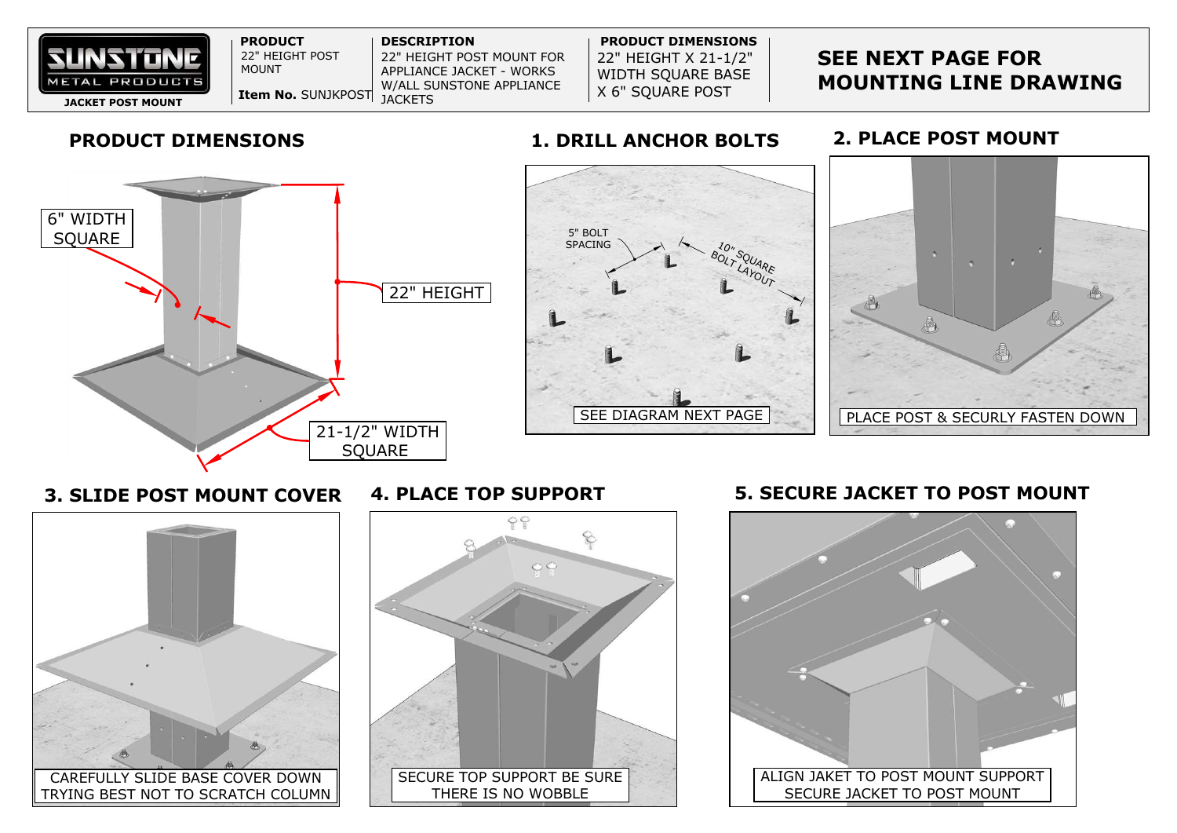**SUNSTONE METAL PRODUCTS**

**JACKET POST MOUNT**

| PRODUCT | DESCRIPTION | PRODUCT DIMENSIONS |
| --- | --- | --- |
| 22" HEIGHT POST MOUNT | 22" HEIGHT POST MOUNT FOR APPLIANCE JACKET - WORKS W/ALL SUNSTONE APPLIANCE JACKETS | 22" HEIGHT X 21-1/2" WIDTH SQUARE BASE X 6" SQUARE POST |
| **Item No.** SUNJKPOST | | |

## SEE NEXT PAGE FOR MOUNTING LINE DRAWING

## PRODUCT DIMENSIONS

6" WIDTH SQUARE

22" HEIGHT

21-1/2" WIDTH SQUARE

## 1. DRILL ANCHOR BOLTS

5" BOLT SPACING

10" SQUARE BOLT LAYOUT

SEE DIAGRAM NEXT PAGE

## 2. PLACE POST MOUNT

PLACE POST & SECURLY FASTEN DOWN

## 3. SLIDE POST MOUNT COVER

CAREFULLY SLIDE BASE COVER DOWN TRYING BEST NOT TO SCRATCH COLUMN

## 4. PLACE TOP SUPPORT

SECURE TOP SUPPORT BE SURE THERE IS NO WOBBLE

## 5. SECURE JACKET TO POST MOUNT

ALIGN JAKET TO POST MOUNT SUPPORT SECURE JACKET TO POST MOUNT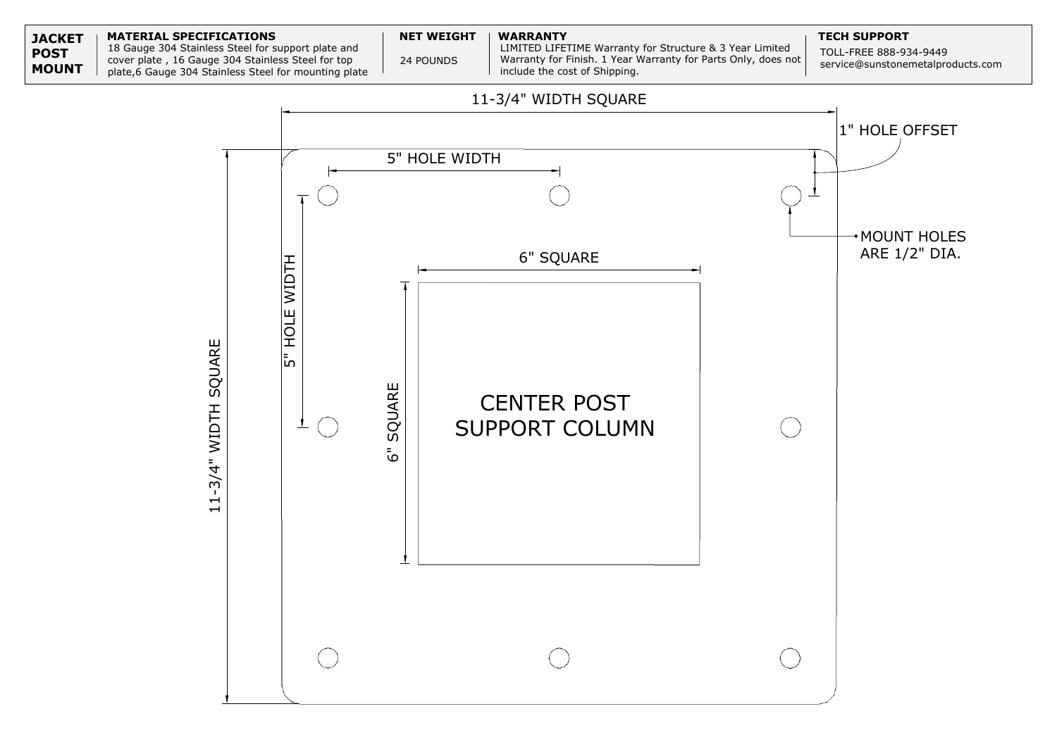| JACKET POST MOUNT | MATERIAL SPECIFICATIONS | NET WEIGHT | WARRANTY | TECH SUPPORT |
|---|---|---|---|---|
| | 18 Gauge 304 Stainless Steel for support plate and cover plate , 16 Gauge 304 Stainless Steel for top plate,6 Gauge 304 Stainless Steel for mounting plate | 24 POUNDS | LIMITED LIFETIME Warranty for Structure & 3 Year Limited Warranty for Finish. 1 Year Warranty for Parts Only, does not include the cost of Shipping. | TOLL-FREE 888-934-9449 service@sunstonemetalproducts.com |

11-3/4" WIDTH SQUARE

1" HOLE OFFSET

5" HOLE WIDTH

MOUNT HOLES ARE 1/2" DIA.

6" SQUARE

5" HOLE WIDTH

11-3/4" WIDTH SQUARE

6" SQUARE

CENTER POST SUPPORT COLUMN